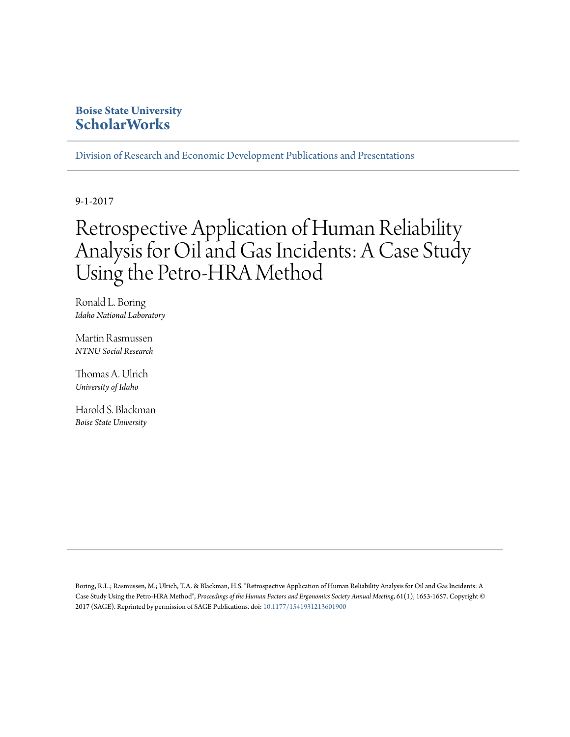**Boise State University**
**ScholarWorks**

Division of Research and Economic Development Publications and Presentations

9-1-2017

# Retrospective Application of Human Reliability Analysis for Oil and Gas Incidents: A Case Study Using the Petro-HRA Method

Ronald L. Boring
*Idaho National Laboratory*

Martin Rasmussen
*NTNU Social Research*

Thomas A. Ulrich
*University of Idaho*

Harold S. Blackman
*Boise State University*

---

Boring, R.L.; Rasmussen, M.; Ulrich, T.A. & Blackman, H.S. "Retrospective Application of Human Reliability Analysis for Oil and Gas Incidents: A Case Study Using the Petro-HRA Method", *Proceedings of the Human Factors and Ergonomics Society Annual Meeting*, 61(1), 1653-1657. Copyright © 2017 (SAGE). Reprinted by permission of SAGE Publications. doi: 10.1177/1541931213601900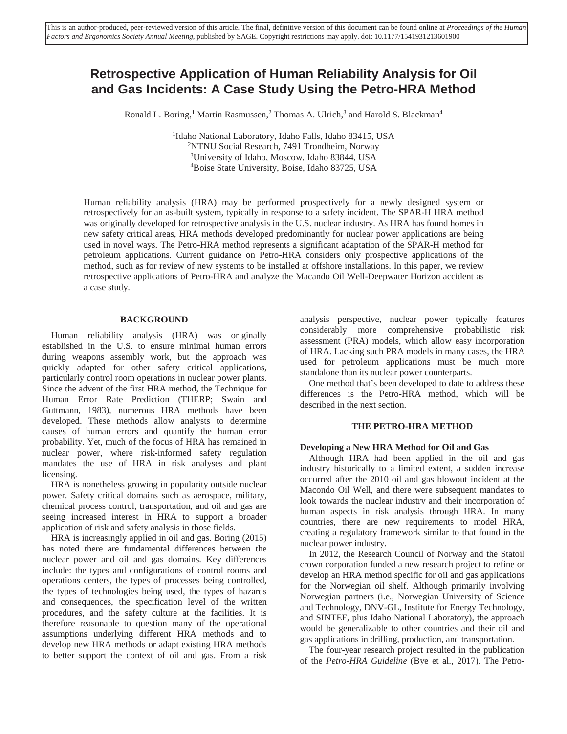This is an author-produced, peer-reviewed version of this article. The final, definitive version of this document can be found online at *Proceedings of the Human Factors and Ergonomics Society Annual Meeting*, published by SAGE. Copyright restrictions may apply. doi: 10.1177/1541931213601900

# Retrospective Application of Human Reliability Analysis for Oil and Gas Incidents: A Case Study Using the Petro-HRA Method

Ronald L. Boring,[1] Martin Rasmussen,[2] Thomas A. Ulrich,[3] and Harold S. Blackman[4]

[1]Idaho National Laboratory, Idaho Falls, Idaho 83415, USA
[2]NTNU Social Research, 7491 Trondheim, Norway
[3]University of Idaho, Moscow, Idaho 83844, USA
[4]Boise State University, Boise, Idaho 83725, USA

Human reliability analysis (HRA) may be performed prospectively for a newly designed system or retrospectively for an as-built system, typically in response to a safety incident. The SPAR-H HRA method was originally developed for retrospective analysis in the U.S. nuclear industry. As HRA has found homes in new safety critical areas, HRA methods developed predominantly for nuclear power applications are being used in novel ways. The Petro-HRA method represents a significant adaptation of the SPAR-H method for petroleum applications. Current guidance on Petro-HRA considers only prospective applications of the method, such as for review of new systems to be installed at offshore installations. In this paper, we review retrospective applications of Petro-HRA and analyze the Macando Oil Well-Deepwater Horizon accident as a case study.

## BACKGROUND

Human reliability analysis (HRA) was originally established in the U.S. to ensure minimal human errors during weapons assembly work, but the approach was quickly adapted for other safety critical applications, particularly control room operations in nuclear power plants. Since the advent of the first HRA method, the Technique for Human Error Rate Prediction (THERP; Swain and Guttmann, 1983), numerous HRA methods have been developed. These methods allow analysts to determine causes of human errors and quantify the human error probability. Yet, much of the focus of HRA has remained in nuclear power, where risk-informed safety regulation mandates the use of HRA in risk analyses and plant licensing.

HRA is nonetheless growing in popularity outside nuclear power. Safety critical domains such as aerospace, military, chemical process control, transportation, and oil and gas are seeing increased interest in HRA to support a broader application of risk and safety analysis in those fields.

HRA is increasingly applied in oil and gas. Boring (2015) has noted there are fundamental differences between the nuclear power and oil and gas domains. Key differences include: the types and configurations of control rooms and operations centers, the types of processes being controlled, the types of technologies being used, the types of hazards and consequences, the specification level of the written procedures, and the safety culture at the facilities. It is therefore reasonable to question many of the operational assumptions underlying different HRA methods and to develop new HRA methods or adapt existing HRA methods to better support the context of oil and gas. From a risk analysis perspective, nuclear power typically features considerably more comprehensive probabilistic risk assessment (PRA) models, which allow easy incorporation of HRA. Lacking such PRA models in many cases, the HRA used for petroleum applications must be much more standalone than its nuclear power counterparts.

One method that's been developed to date to address these differences is the Petro-HRA method, which will be described in the next section.

## THE PETRO-HRA METHOD

### Developing a New HRA Method for Oil and Gas

Although HRA had been applied in the oil and gas industry historically to a limited extent, a sudden increase occurred after the 2010 oil and gas blowout incident at the Macondo Oil Well, and there were subsequent mandates to look towards the nuclear industry and their incorporation of human aspects in risk analysis through HRA. In many countries, there are new requirements to model HRA, creating a regulatory framework similar to that found in the nuclear power industry.

In 2012, the Research Council of Norway and the Statoil crown corporation funded a new research project to refine or develop an HRA method specific for oil and gas applications for the Norwegian oil shelf. Although primarily involving Norwegian partners (i.e., Norwegian University of Science and Technology, DNV-GL, Institute for Energy Technology, and SINTEF, plus Idaho National Laboratory), the approach would be generalizable to other countries and their oil and gas applications in drilling, production, and transportation.

The four-year research project resulted in the publication of the *Petro-HRA Guideline* (Bye et al., 2017). The Petro-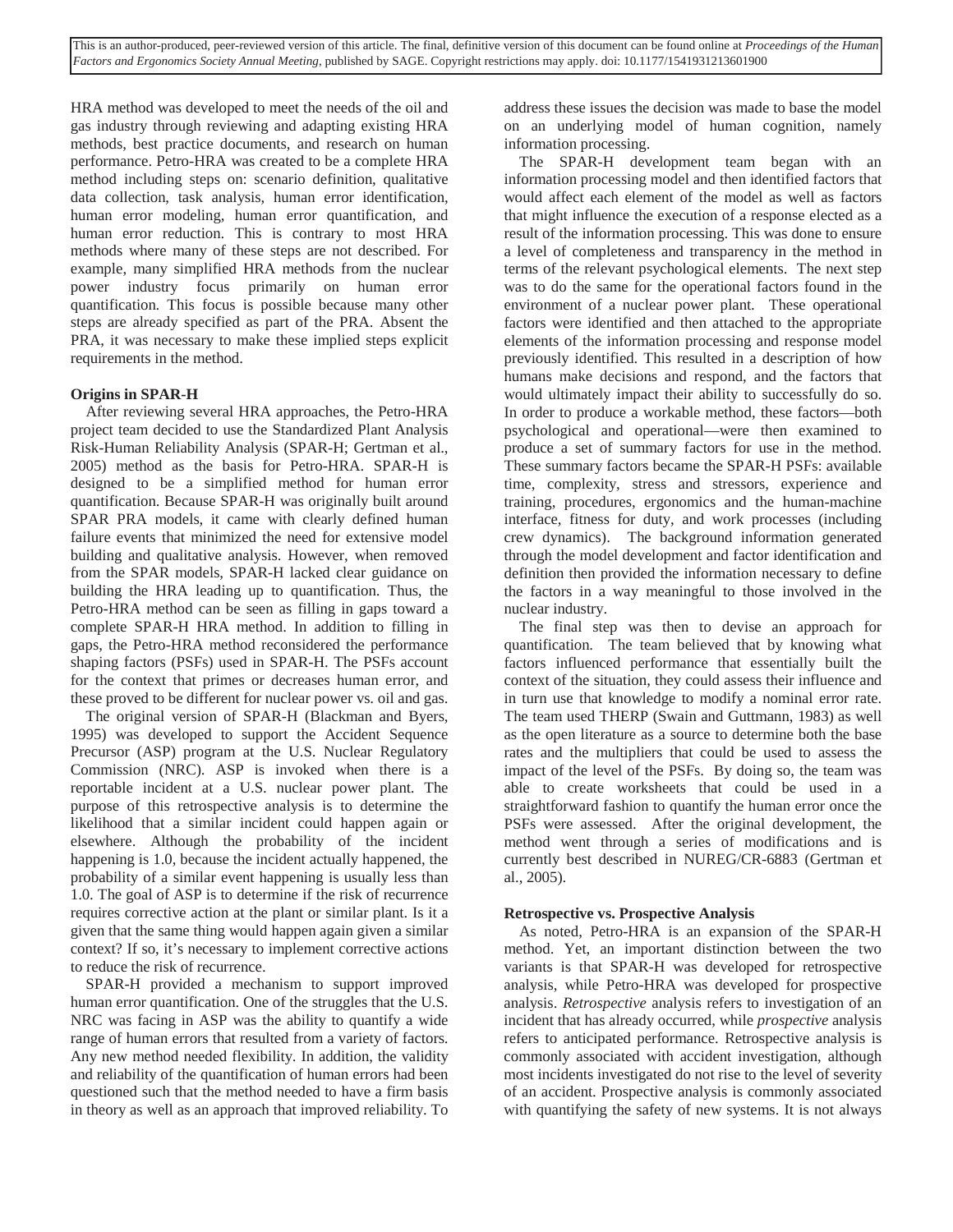HRA method was developed to meet the needs of the oil and gas industry through reviewing and adapting existing HRA methods, best practice documents, and research on human performance. Petro-HRA was created to be a complete HRA method including steps on: scenario definition, qualitative data collection, task analysis, human error identification, human error modeling, human error quantification, and human error reduction. This is contrary to most HRA methods where many of these steps are not described. For example, many simplified HRA methods from the nuclear power industry focus primarily on human error quantification. This focus is possible because many other steps are already specified as part of the PRA. Absent the PRA, it was necessary to make these implied steps explicit requirements in the method.

**Origins in SPAR-H**

After reviewing several HRA approaches, the Petro-HRA project team decided to use the Standardized Plant Analysis Risk-Human Reliability Analysis (SPAR-H; Gertman et al., 2005) method as the basis for Petro-HRA. SPAR-H is designed to be a simplified method for human error quantification. Because SPAR-H was originally built around SPAR PRA models, it came with clearly defined human failure events that minimized the need for extensive model building and qualitative analysis. However, when removed from the SPAR models, SPAR-H lacked clear guidance on building the HRA leading up to quantification. Thus, the Petro-HRA method can be seen as filling in gaps toward a complete SPAR-H HRA method. In addition to filling in gaps, the Petro-HRA method reconsidered the performance shaping factors (PSFs) used in SPAR-H. The PSFs account for the context that primes or decreases human error, and these proved to be different for nuclear power vs. oil and gas.

The original version of SPAR-H (Blackman and Byers, 1995) was developed to support the Accident Sequence Precursor (ASP) program at the U.S. Nuclear Regulatory Commission (NRC). ASP is invoked when there is a reportable incident at a U.S. nuclear power plant. The purpose of this retrospective analysis is to determine the likelihood that a similar incident could happen again or elsewhere. Although the probability of the incident happening is 1.0, because the incident actually happened, the probability of a similar event happening is usually less than 1.0. The goal of ASP is to determine if the risk of recurrence requires corrective action at the plant or similar plant. Is it a given that the same thing would happen again given a similar context? If so, it's necessary to implement corrective actions to reduce the risk of recurrence.

SPAR-H provided a mechanism to support improved human error quantification. One of the struggles that the U.S. NRC was facing in ASP was the ability to quantify a wide range of human errors that resulted from a variety of factors. Any new method needed flexibility. In addition, the validity and reliability of the quantification of human errors had been questioned such that the method needed to have a firm basis in theory as well as an approach that improved reliability. To address these issues the decision was made to base the model on an underlying model of human cognition, namely information processing.

The SPAR-H development team began with an information processing model and then identified factors that would affect each element of the model as well as factors that might influence the execution of a response elected as a result of the information processing. This was done to ensure a level of completeness and transparency in the method in terms of the relevant psychological elements. The next step was to do the same for the operational factors found in the environment of a nuclear power plant. These operational factors were identified and then attached to the appropriate elements of the information processing and response model previously identified. This resulted in a description of how humans make decisions and respond, and the factors that would ultimately impact their ability to successfully do so. In order to produce a workable method, these factors—both psychological and operational—were then examined to produce a set of summary factors for use in the method. These summary factors became the SPAR-H PSFs: available time, complexity, stress and stressors, experience and training, procedures, ergonomics and the human-machine interface, fitness for duty, and work processes (including crew dynamics). The background information generated through the model development and factor identification and definition then provided the information necessary to define the factors in a way meaningful to those involved in the nuclear industry.

The final step was then to devise an approach for quantification. The team believed that by knowing what factors influenced performance that essentially built the context of the situation, they could assess their influence and in turn use that knowledge to modify a nominal error rate. The team used THERP (Swain and Guttmann, 1983) as well as the open literature as a source to determine both the base rates and the multipliers that could be used to assess the impact of the level of the PSFs. By doing so, the team was able to create worksheets that could be used in a straightforward fashion to quantify the human error once the PSFs were assessed. After the original development, the method went through a series of modifications and is currently best described in NUREG/CR-6883 (Gertman et al., 2005).

**Retrospective vs. Prospective Analysis**

As noted, Petro-HRA is an expansion of the SPAR-H method. Yet, an important distinction between the two variants is that SPAR-H was developed for retrospective analysis, while Petro-HRA was developed for prospective analysis. *Retrospective* analysis refers to investigation of an incident that has already occurred, while *prospective* analysis refers to anticipated performance. Retrospective analysis is commonly associated with accident investigation, although most incidents investigated do not rise to the level of severity of an accident. Prospective analysis is commonly associated with quantifying the safety of new systems. It is not always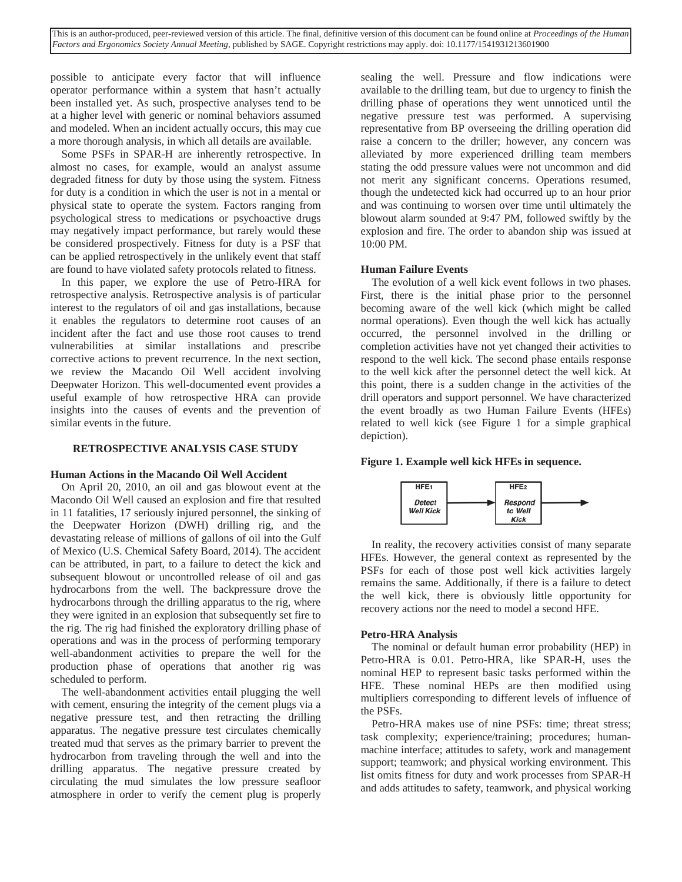possible to anticipate every factor that will influence operator performance within a system that hasn't actually been installed yet. As such, prospective analyses tend to be at a higher level with generic or nominal behaviors assumed and modeled. When an incident actually occurs, this may cue a more thorough analysis, in which all details are available.

Some PSFs in SPAR-H are inherently retrospective. In almost no cases, for example, would an analyst assume degraded fitness for duty by those using the system. Fitness for duty is a condition in which the user is not in a mental or physical state to operate the system. Factors ranging from psychological stress to medications or psychoactive drugs may negatively impact performance, but rarely would these be considered prospectively. Fitness for duty is a PSF that can be applied retrospectively in the unlikely event that staff are found to have violated safety protocols related to fitness.

In this paper, we explore the use of Petro-HRA for retrospective analysis. Retrospective analysis is of particular interest to the regulators of oil and gas installations, because it enables the regulators to determine root causes of an incident after the fact and use those root causes to trend vulnerabilities at similar installations and prescribe corrective actions to prevent recurrence. In the next section, we review the Macando Oil Well accident involving Deepwater Horizon. This well-documented event provides a useful example of how retrospective HRA can provide insights into the causes of events and the prevention of similar events in the future.

## RETROSPECTIVE ANALYSIS CASE STUDY

### Human Actions in the Macando Oil Well Accident

On April 20, 2010, an oil and gas blowout event at the Macondo Oil Well caused an explosion and fire that resulted in 11 fatalities, 17 seriously injured personnel, the sinking of the Deepwater Horizon (DWH) drilling rig, and the devastating release of millions of gallons of oil into the Gulf of Mexico (U.S. Chemical Safety Board, 2014). The accident can be attributed, in part, to a failure to detect the kick and subsequent blowout or uncontrolled release of oil and gas hydrocarbons from the well. The backpressure drove the hydrocarbons through the drilling apparatus to the rig, where they were ignited in an explosion that subsequently set fire to the rig. The rig had finished the exploratory drilling phase of operations and was in the process of performing temporary well-abandonment activities to prepare the well for the production phase of operations that another rig was scheduled to perform.

The well-abandonment activities entail plugging the well with cement, ensuring the integrity of the cement plugs via a negative pressure test, and then retracting the drilling apparatus. The negative pressure test circulates chemically treated mud that serves as the primary barrier to prevent the hydrocarbon from traveling through the well and into the drilling apparatus. The negative pressure created by circulating the mud simulates the low pressure seafloor atmosphere in order to verify the cement plug is properly sealing the well. Pressure and flow indications were available to the drilling team, but due to urgency to finish the drilling phase of operations they went unnoticed until the negative pressure test was performed. A supervising representative from BP overseeing the drilling operation did raise a concern to the driller; however, any concern was alleviated by more experienced drilling team members stating the odd pressure values were not uncommon and did not merit any significant concerns. Operations resumed, though the undetected kick had occurred up to an hour prior and was continuing to worsen over time until ultimately the blowout alarm sounded at 9:47 PM, followed swiftly by the explosion and fire. The order to abandon ship was issued at 10:00 PM.

### Human Failure Events

The evolution of a well kick event follows in two phases. First, there is the initial phase prior to the personnel becoming aware of the well kick (which might be called normal operations). Even though the well kick has actually occurred, the personnel involved in the drilling or completion activities have not yet changed their activities to respond to the well kick. The second phase entails response to the well kick after the personnel detect the well kick. At this point, there is a sudden change in the activities of the drill operators and support personnel. We have characterized the event broadly as two Human Failure Events (HFEs) related to well kick (see Figure 1 for a simple graphical depiction).

**Figure 1. Example well kick HFEs in sequence.**

HFE1 *Detect Well Kick* → HFE2 *Respond to Well Kick* →

In reality, the recovery activities consist of many separate HFEs. However, the general context as represented by the PSFs for each of those post well kick activities largely remains the same. Additionally, if there is a failure to detect the well kick, there is obviously little opportunity for recovery actions nor the need to model a second HFE.

### Petro-HRA Analysis

The nominal or default human error probability (HEP) in Petro-HRA is 0.01. Petro-HRA, like SPAR-H, uses the nominal HEP to represent basic tasks performed within the HFE. These nominal HEPs are then modified using multipliers corresponding to different levels of influence of the PSFs.

Petro-HRA makes use of nine PSFs: time; threat stress; task complexity; experience/training; procedures; human-machine interface; attitudes to safety, work and management support; teamwork; and physical working environment. This list omits fitness for duty and work processes from SPAR-H and adds attitudes to safety, teamwork, and physical working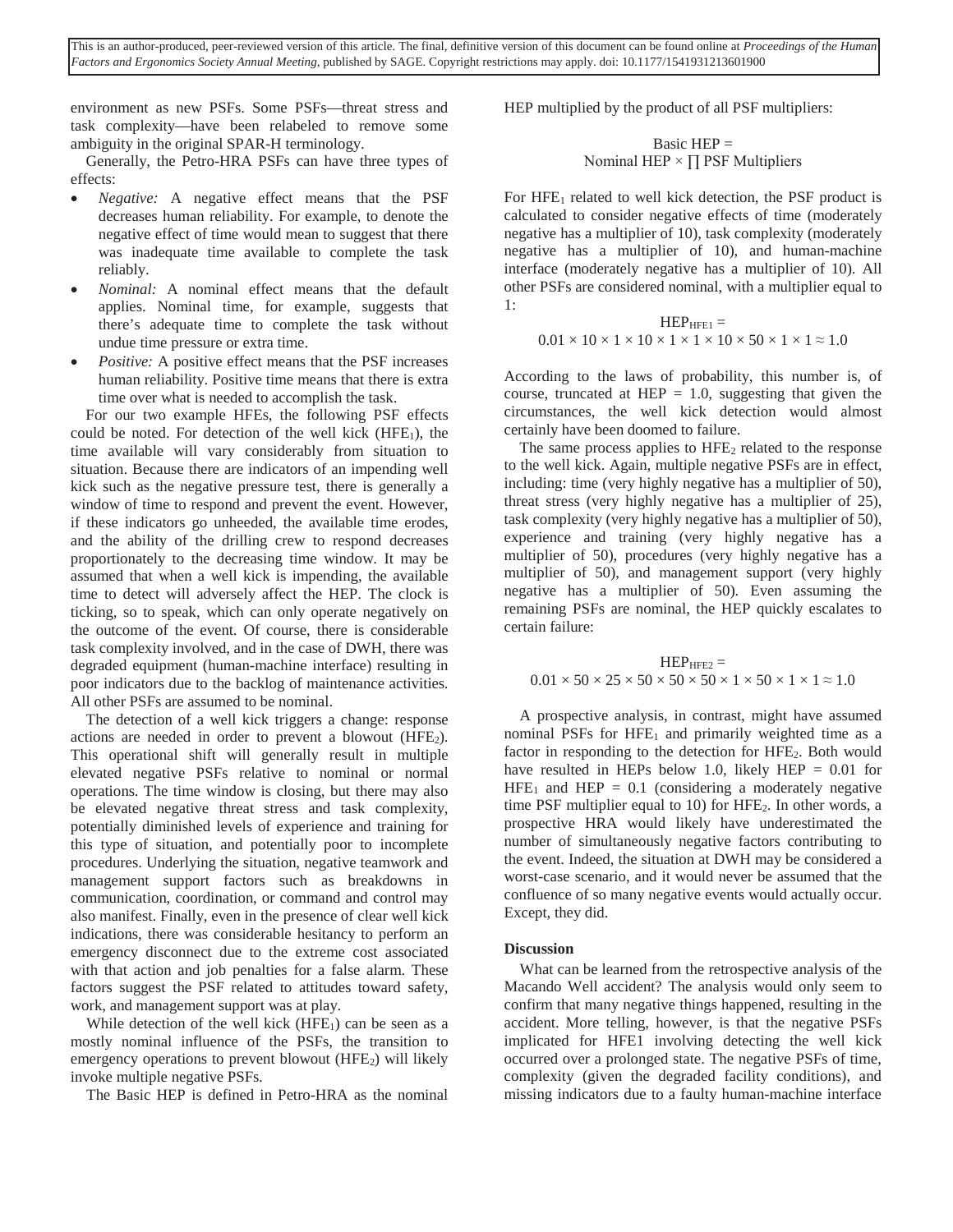environment as new PSFs. Some PSFs—threat stress and task complexity—have been relabeled to remove some ambiguity in the original SPAR-H terminology.

Generally, the Petro-HRA PSFs can have three types of effects:

- *Negative:* A negative effect means that the PSF decreases human reliability. For example, to denote the negative effect of time would mean to suggest that there was inadequate time available to complete the task reliably.
- *Nominal:* A nominal effect means that the default applies. Nominal time, for example, suggests that there's adequate time to complete the task without undue time pressure or extra time.
- *Positive:* A positive effect means that the PSF increases human reliability. Positive time means that there is extra time over what is needed to accomplish the task.

For our two example HFEs, the following PSF effects could be noted. For detection of the well kick ($HFE_1$), the time available will vary considerably from situation to situation. Because there are indicators of an impending well kick such as the negative pressure test, there is generally a window of time to respond and prevent the event. However, if these indicators go unheeded, the available time erodes, and the ability of the drilling crew to respond decreases proportionately to the decreasing time window. It may be assumed that when a well kick is impending, the available time to detect will adversely affect the HEP. The clock is ticking, so to speak, which can only operate negatively on the outcome of the event. Of course, there is considerable task complexity involved, and in the case of DWH, there was degraded equipment (human-machine interface) resulting in poor indicators due to the backlog of maintenance activities. All other PSFs are assumed to be nominal.

The detection of a well kick triggers a change: response actions are needed in order to prevent a blowout ($HFE_2$). This operational shift will generally result in multiple elevated negative PSFs relative to nominal or normal operations. The time window is closing, but there may also be elevated negative threat stress and task complexity, potentially diminished levels of experience and training for this type of situation, and potentially poor to incomplete procedures. Underlying the situation, negative teamwork and management support factors such as breakdowns in communication, coordination, or command and control may also manifest. Finally, even in the presence of clear well kick indications, there was considerable hesitancy to perform an emergency disconnect due to the extreme cost associated with that action and job penalties for a false alarm. These factors suggest the PSF related to attitudes toward safety, work, and management support was at play.

While detection of the well kick ($HFE_1$) can be seen as a mostly nominal influence of the PSFs, the transition to emergency operations to prevent blowout ($HFE_2$) will likely invoke multiple negative PSFs.

The Basic HEP is defined in Petro-HRA as the nominal HEP multiplied by the product of all PSF multipliers:

$$\text{Basic HEP} = \text{Nominal HEP} \times \prod \text{PSF Multipliers}$$

For $HFE_1$ related to well kick detection, the PSF product is calculated to consider negative effects of time (moderately negative has a multiplier of 10), task complexity (moderately negative has a multiplier of 10), and human-machine interface (moderately negative has a multiplier of 10). All other PSFs are considered nominal, with a multiplier equal to 1:

$$HEP_{HFE1} = 0.01 \times 10 \times 1 \times 10 \times 1 \times 1 \times 10 \times 50 \times 1 \times 1 \approx 1.0$$

According to the laws of probability, this number is, of course, truncated at HEP = 1.0, suggesting that given the circumstances, the well kick detection would almost certainly have been doomed to failure.

The same process applies to $HFE_2$ related to the response to the well kick. Again, multiple negative PSFs are in effect, including: time (very highly negative has a multiplier of 50), threat stress (very highly negative has a multiplier of 25), task complexity (very highly negative has a multiplier of 50), experience and training (very highly negative has a multiplier of 50), procedures (very highly negative has a multiplier of 50), and management support (very highly negative has a multiplier of 50). Even assuming the remaining PSFs are nominal, the HEP quickly escalates to certain failure:

$$HEP_{HFE2} = 0.01 \times 50 \times 25 \times 50 \times 50 \times 50 \times 1 \times 50 \times 1 \times 1 \approx 1.0$$

A prospective analysis, in contrast, might have assumed nominal PSFs for $HFE_1$ and primarily weighted time as a factor in responding to the detection for $HFE_2$. Both would have resulted in HEPs below 1.0, likely HEP = 0.01 for $HFE_1$ and HEP = 0.1 (considering a moderately negative time PSF multiplier equal to 10) for $HFE_2$. In other words, a prospective HRA would likely have underestimated the number of simultaneously negative factors contributing to the event. Indeed, the situation at DWH may be considered a worst-case scenario, and it would never be assumed that the confluence of so many negative events would actually occur. Except, they did.

## Discussion

What can be learned from the retrospective analysis of the Macando Well accident? The analysis would only seem to confirm that many negative things happened, resulting in the accident. More telling, however, is that the negative PSFs implicated for HFE1 involving detecting the well kick occurred over a prolonged state. The negative PSFs of time, complexity (given the degraded facility conditions), and missing indicators due to a faulty human-machine interface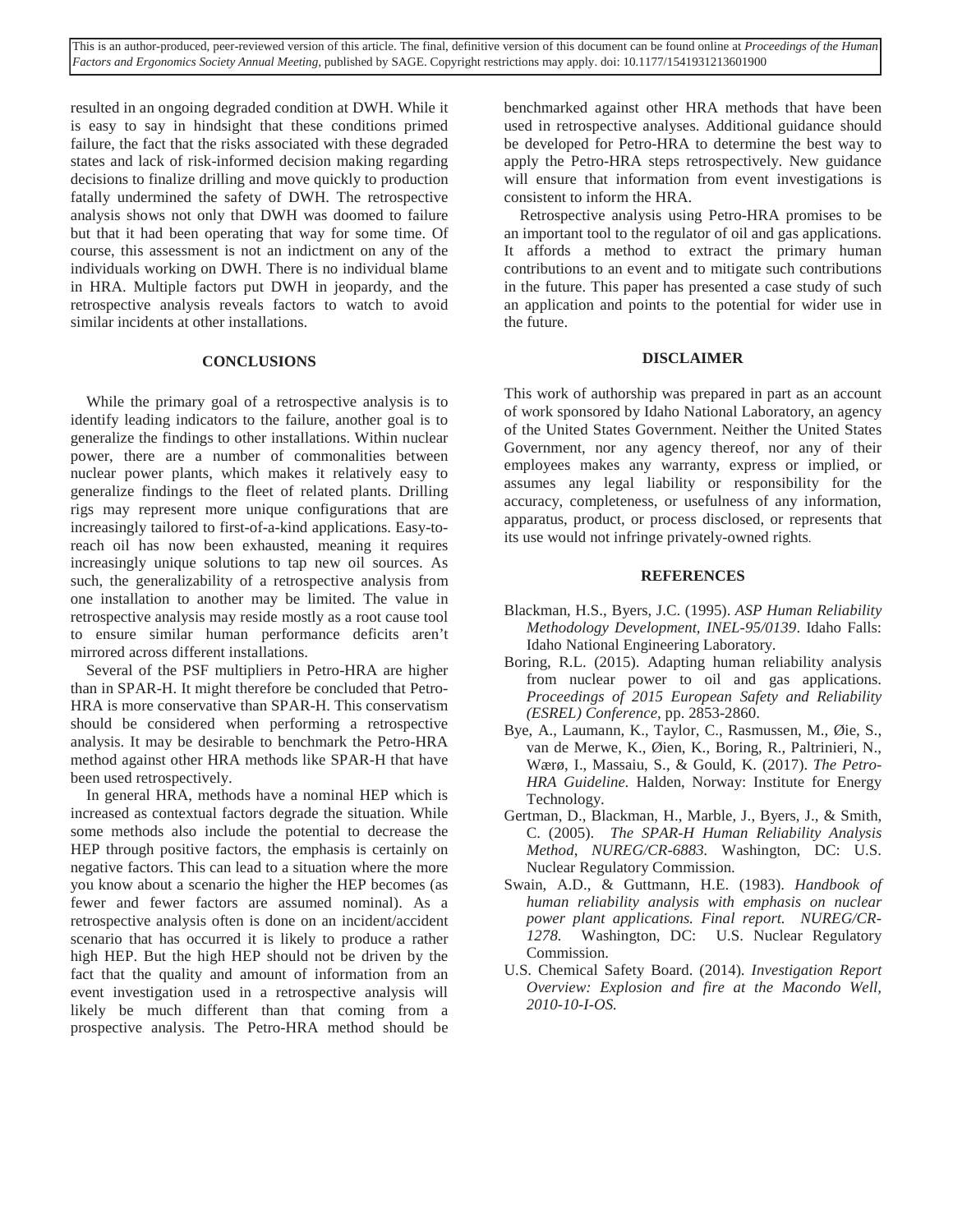resulted in an ongoing degraded condition at DWH. While it is easy to say in hindsight that these conditions primed failure, the fact that the risks associated with these degraded states and lack of risk-informed decision making regarding decisions to finalize drilling and move quickly to production fatally undermined the safety of DWH. The retrospective analysis shows not only that DWH was doomed to failure but that it had been operating that way for some time. Of course, this assessment is not an indictment on any of the individuals working on DWH. There is no individual blame in HRA. Multiple factors put DWH in jeopardy, and the retrospective analysis reveals factors to watch to avoid similar incidents at other installations.

## CONCLUSIONS

While the primary goal of a retrospective analysis is to identify leading indicators to the failure, another goal is to generalize the findings to other installations. Within nuclear power, there are a number of commonalities between nuclear power plants, which makes it relatively easy to generalize findings to the fleet of related plants. Drilling rigs may represent more unique configurations that are increasingly tailored to first-of-a-kind applications. Easy-to-reach oil has now been exhausted, meaning it requires increasingly unique solutions to tap new oil sources. As such, the generalizability of a retrospective analysis from one installation to another may be limited. The value in retrospective analysis may reside mostly as a root cause tool to ensure similar human performance deficits aren't mirrored across different installations.

Several of the PSF multipliers in Petro-HRA are higher than in SPAR-H. It might therefore be concluded that Petro-HRA is more conservative than SPAR-H. This conservatism should be considered when performing a retrospective analysis. It may be desirable to benchmark the Petro-HRA method against other HRA methods like SPAR-H that have been used retrospectively.

In general HRA, methods have a nominal HEP which is increased as contextual factors degrade the situation. While some methods also include the potential to decrease the HEP through positive factors, the emphasis is certainly on negative factors. This can lead to a situation where the more you know about a scenario the higher the HEP becomes (as fewer and fewer factors are assumed nominal). As a retrospective analysis often is done on an incident/accident scenario that has occurred it is likely to produce a rather high HEP. But the high HEP should not be driven by the fact that the quality and amount of information from an event investigation used in a retrospective analysis will likely be much different than that coming from a prospective analysis. The Petro-HRA method should be benchmarked against other HRA methods that have been used in retrospective analyses. Additional guidance should be developed for Petro-HRA to determine the best way to apply the Petro-HRA steps retrospectively. New guidance will ensure that information from event investigations is consistent to inform the HRA.

Retrospective analysis using Petro-HRA promises to be an important tool to the regulator of oil and gas applications. It affords a method to extract the primary human contributions to an event and to mitigate such contributions in the future. This paper has presented a case study of such an application and points to the potential for wider use in the future.

## DISCLAIMER

This work of authorship was prepared in part as an account of work sponsored by Idaho National Laboratory, an agency of the United States Government. Neither the United States Government, nor any agency thereof, nor any of their employees makes any warranty, express or implied, or assumes any legal liability or responsibility for the accuracy, completeness, or usefulness of any information, apparatus, product, or process disclosed, or represents that its use would not infringe privately-owned rights.

## REFERENCES

Blackman, H.S., Byers, J.C. (1995). *ASP Human Reliability Methodology Development, INEL-95/0139*. Idaho Falls: Idaho National Engineering Laboratory.

Boring, R.L. (2015). Adapting human reliability analysis from nuclear power to oil and gas applications. *Proceedings of 2015 European Safety and Reliability (ESREL) Conference*, pp. 2853-2860.

Bye, A., Laumann, K., Taylor, C., Rasmussen, M., Øie, S., van de Merwe, K., Øien, K., Boring, R., Paltrinieri, N., Wærø, I., Massaiu, S., & Gould, K. (2017). *The Petro-HRA Guideline.* Halden, Norway: Institute for Energy Technology.

Gertman, D., Blackman, H., Marble, J., Byers, J., & Smith, C. (2005). *The SPAR-H Human Reliability Analysis Method, NUREG/CR-6883.* Washington, DC: U.S. Nuclear Regulatory Commission.

Swain, A.D., & Guttmann, H.E. (1983). *Handbook of human reliability analysis with emphasis on nuclear power plant applications. Final report. NUREG/CR-1278.* Washington, DC: U.S. Nuclear Regulatory Commission.

U.S. Chemical Safety Board. (2014). *Investigation Report Overview: Explosion and fire at the Macondo Well, 2010-10-I-OS.*